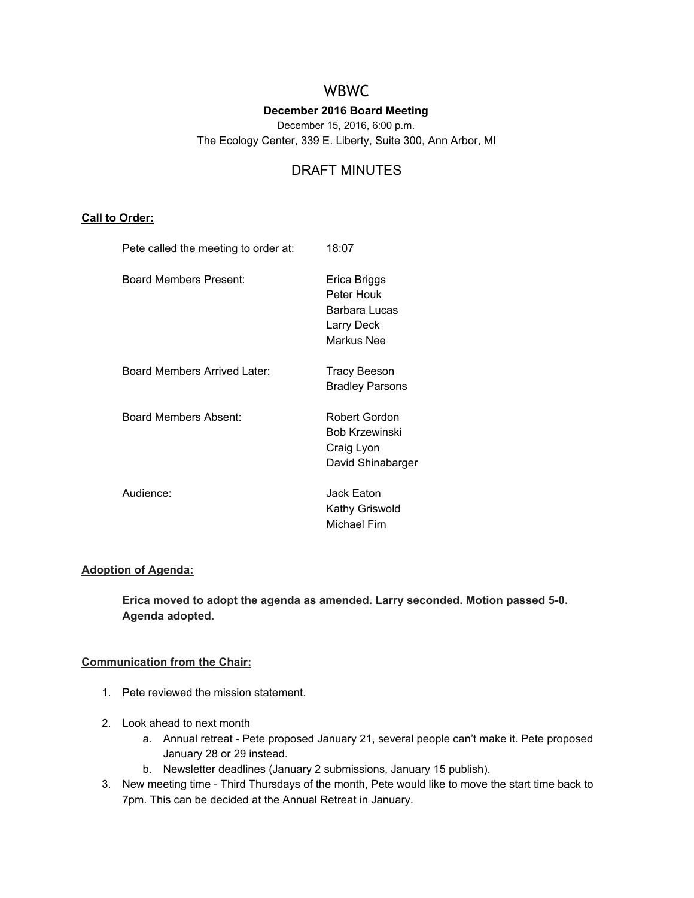# WBWC

**December 2016 Board Meeting**

December 15, 2016, 6:00 p.m.

The Ecology Center, 339 E. Liberty, Suite 300, Ann Arbor, MI

## DRAFT MINUTES

**<u>Call to Order:</u>**

| | |
|---|---|
| Pete called the meeting to order at: | 18:07 |
| Board Members Present: | Erica Briggs<br>Peter Houk<br>Barbara Lucas<br>Larry Deck<br>Markus Nee |
| Board Members Arrived Later: | Tracy Beeson<br>Bradley Parsons |
| Board Members Absent: | Robert Gordon<br>Bob Krzewinski<br>Craig Lyon<br>David Shinabarger |
| Audience: | Jack Eaton<br>Kathy Griswold<br>Michael Firn |

**<u>Adoption of Agenda:</u>**

**Erica moved to adopt the agenda as amended. Larry seconded. Motion passed 5-0. Agenda adopted.**

**<u>Communication from the Chair:</u>**

1. Pete reviewed the mission statement.
2. Look ahead to next month
   a. Annual retreat - Pete proposed January 21, several people can't make it. Pete proposed January 28 or 29 instead.
   b. Newsletter deadlines (January 2 submissions, January 15 publish).
3. New meeting time - Third Thursdays of the month, Pete would like to move the start time back to 7pm. This can be decided at the Annual Retreat in January.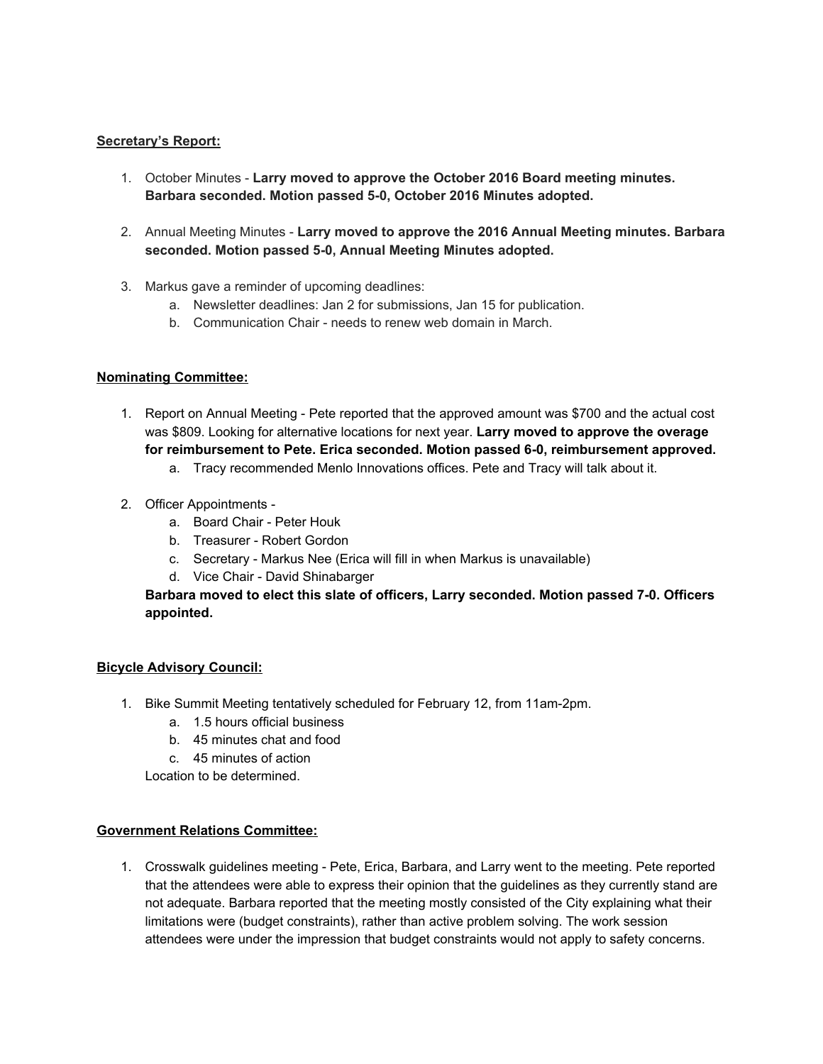**Secretary's Report:**

1. October Minutes - **Larry moved to approve the October 2016 Board meeting minutes. Barbara seconded. Motion passed 5-0, October 2016 Minutes adopted.**

2. Annual Meeting Minutes - **Larry moved to approve the 2016 Annual Meeting minutes. Barbara seconded. Motion passed 5-0, Annual Meeting Minutes adopted.**

3. Markus gave a reminder of upcoming deadlines:
   a. Newsletter deadlines: Jan 2 for submissions, Jan 15 for publication.
   b. Communication Chair - needs to renew web domain in March.

**Nominating Committee:**

1. Report on Annual Meeting - Pete reported that the approved amount was $700 and the actual cost was $809. Looking for alternative locations for next year. **Larry moved to approve the overage for reimbursement to Pete. Erica seconded. Motion passed 6-0, reimbursement approved.**
   a. Tracy recommended Menlo Innovations offices. Pete and Tracy will talk about it.

2. Officer Appointments -
   a. Board Chair - Peter Houk
   b. Treasurer - Robert Gordon
   c. Secretary - Markus Nee (Erica will fill in when Markus is unavailable)
   d. Vice Chair - David Shinabarger

   **Barbara moved to elect this slate of officers, Larry seconded. Motion passed 7-0. Officers appointed.**

**Bicycle Advisory Council:**

1. Bike Summit Meeting tentatively scheduled for February 12, from 11am-2pm.
   a. 1.5 hours official business
   b. 45 minutes chat and food
   c. 45 minutes of action

   Location to be determined.

**Government Relations Committee:**

1. Crosswalk guidelines meeting - Pete, Erica, Barbara, and Larry went to the meeting. Pete reported that the attendees were able to express their opinion that the guidelines as they currently stand are not adequate. Barbara reported that the meeting mostly consisted of the City explaining what their limitations were (budget constraints), rather than active problem solving. The work session attendees were under the impression that budget constraints would not apply to safety concerns.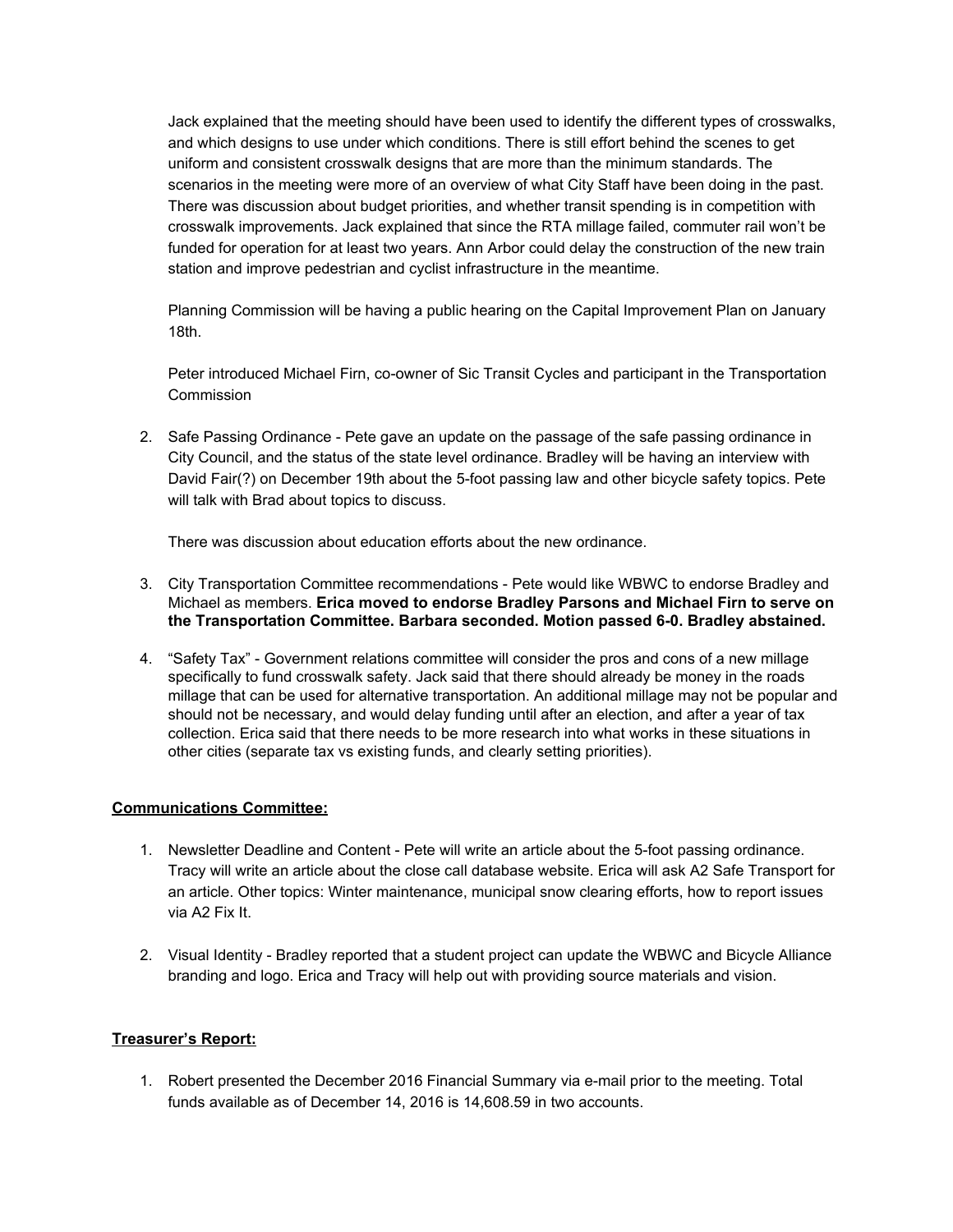Jack explained that the meeting should have been used to identify the different types of crosswalks, and which designs to use under which conditions. There is still effort behind the scenes to get uniform and consistent crosswalk designs that are more than the minimum standards. The scenarios in the meeting were more of an overview of what City Staff have been doing in the past. There was discussion about budget priorities, and whether transit spending is in competition with crosswalk improvements. Jack explained that since the RTA millage failed, commuter rail won't be funded for operation for at least two years. Ann Arbor could delay the construction of the new train station and improve pedestrian and cyclist infrastructure in the meantime.

Planning Commission will be having a public hearing on the Capital Improvement Plan on January 18th.

Peter introduced Michael Firn, co-owner of Sic Transit Cycles and participant in the Transportation Commission

2. Safe Passing Ordinance - Pete gave an update on the passage of the safe passing ordinance in City Council, and the status of the state level ordinance. Bradley will be having an interview with David Fair(?) on December 19th about the 5-foot passing law and other bicycle safety topics. Pete will talk with Brad about topics to discuss.

   There was discussion about education efforts about the new ordinance.

3. City Transportation Committee recommendations - Pete would like WBWC to endorse Bradley and Michael as members. **Erica moved to endorse Bradley Parsons and Michael Firn to serve on the Transportation Committee. Barbara seconded. Motion passed 6-0. Bradley abstained.**

4. "Safety Tax" - Government relations committee will consider the pros and cons of a new millage specifically to fund crosswalk safety. Jack said that there should already be money in the roads millage that can be used for alternative transportation. An additional millage may not be popular and should not be necessary, and would delay funding until after an election, and after a year of tax collection. Erica said that there needs to be more research into what works in these situations in other cities (separate tax vs existing funds, and clearly setting priorities).

## Communications Committee:

1. Newsletter Deadline and Content - Pete will write an article about the 5-foot passing ordinance. Tracy will write an article about the close call database website. Erica will ask A2 Safe Transport for an article. Other topics: Winter maintenance, municipal snow clearing efforts, how to report issues via A2 Fix It.

2. Visual Identity - Bradley reported that a student project can update the WBWC and Bicycle Alliance branding and logo. Erica and Tracy will help out with providing source materials and vision.

## Treasurer's Report:

1. Robert presented the December 2016 Financial Summary via e-mail prior to the meeting. Total funds available as of December 14, 2016 is 14,608.59 in two accounts.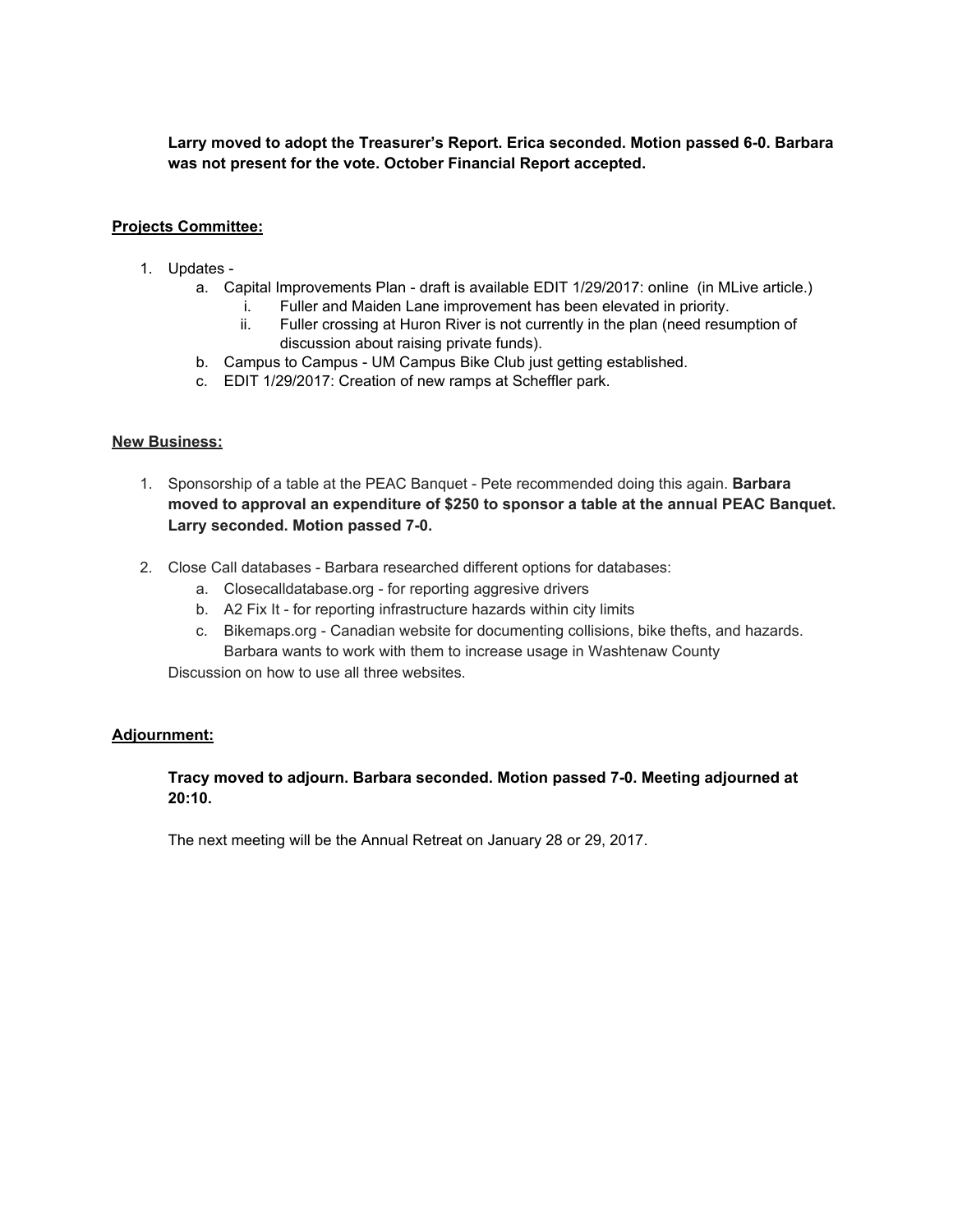**Larry moved to adopt the Treasurer's Report. Erica seconded. Motion passed 6-0. Barbara was not present for the vote. October Financial Report accepted.**

**Projects Committee:**

1. Updates -
   a. Capital Improvements Plan - draft is available EDIT 1/29/2017: online (in MLive article.)
      i. Fuller and Maiden Lane improvement has been elevated in priority.
      ii. Fuller crossing at Huron River is not currently in the plan (need resumption of discussion about raising private funds).
   b. Campus to Campus - UM Campus Bike Club just getting established.
   c. EDIT 1/29/2017: Creation of new ramps at Scheffler park.

**New Business:**

1. Sponsorship of a table at the PEAC Banquet - Pete recommended doing this again. **Barbara moved to approval an expenditure of $250 to sponsor a table at the annual PEAC Banquet. Larry seconded. Motion passed 7-0.**

2. Close Call databases - Barbara researched different options for databases:
   a. Closecalldatabase.org - for reporting aggresive drivers
   b. A2 Fix It - for reporting infrastructure hazards within city limits
   c. Bikemaps.org - Canadian website for documenting collisions, bike thefts, and hazards. Barbara wants to work with them to increase usage in Washtenaw County

   Discussion on how to use all three websites.

**Adjournment:**

**Tracy moved to adjourn. Barbara seconded. Motion passed 7-0. Meeting adjourned at 20:10.**

The next meeting will be the Annual Retreat on January 28 or 29, 2017.